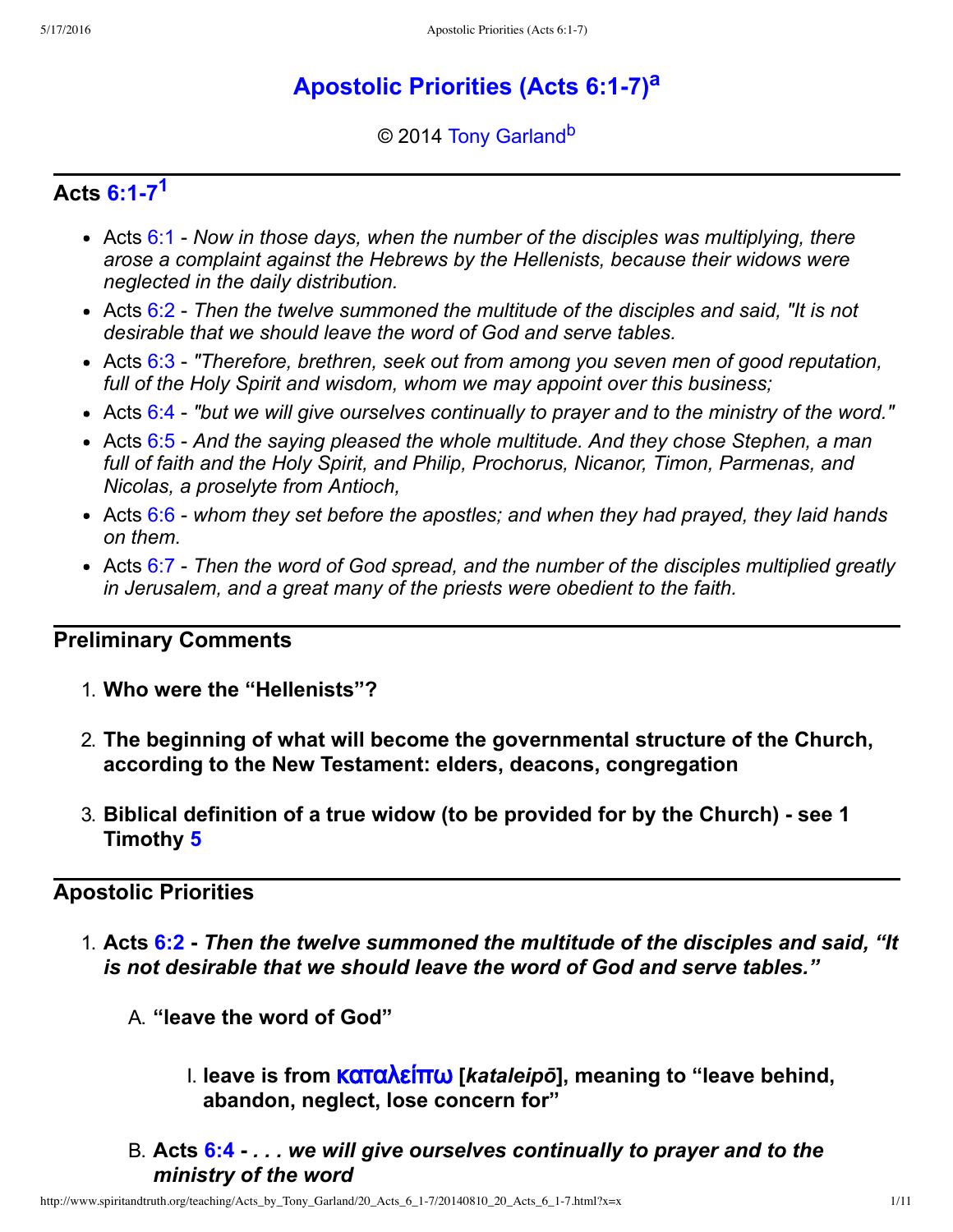# Apostolic Priorities (Acts 6:1-7)[a]

© 2014 Tony Garland[b]

## Acts 6:1-7[1]

- Acts 6:1 - *Now in those days, when the number of the disciples was multiplying, there arose a complaint against the Hebrews by the Hellenists, because their widows were neglected in the daily distribution.*
- Acts 6:2 - *Then the twelve summoned the multitude of the disciples and said, "It is not desirable that we should leave the word of God and serve tables.*
- Acts 6:3 - *"Therefore, brethren, seek out from among you seven men of good reputation, full of the Holy Spirit and wisdom, whom we may appoint over this business;*
- Acts 6:4 - *"but we will give ourselves continually to prayer and to the ministry of the word."*
- Acts 6:5 - *And the saying pleased the whole multitude. And they chose Stephen, a man full of faith and the Holy Spirit, and Philip, Prochorus, Nicanor, Timon, Parmenas, and Nicolas, a proselyte from Antioch,*
- Acts 6:6 - *whom they set before the apostles; and when they had prayed, they laid hands on them.*
- Acts 6:7 - *Then the word of God spread, and the number of the disciples multiplied greatly in Jerusalem, and a great many of the priests were obedient to the faith.*

## Preliminary Comments

1. **Who were the "Hellenists"?**
2. **The beginning of what will become the governmental structure of the Church, according to the New Testament: elders, deacons, congregation**
3. **Biblical definition of a true widow (to be provided for by the Church) - see 1 Timothy 5**

## Apostolic Priorities

1. **Acts 6:2 - *Then the twelve summoned the multitude of the disciples and said, "It is not desirable that we should leave the word of God and serve tables."***
   A. **"leave the word of God"**
      I. **leave is from καταλείπω [*kataleipō*], meaning to "leave behind, abandon, neglect, lose concern for"**
   B. **Acts 6:4 - *. . . we will give ourselves continually to prayer and to the ministry of the word***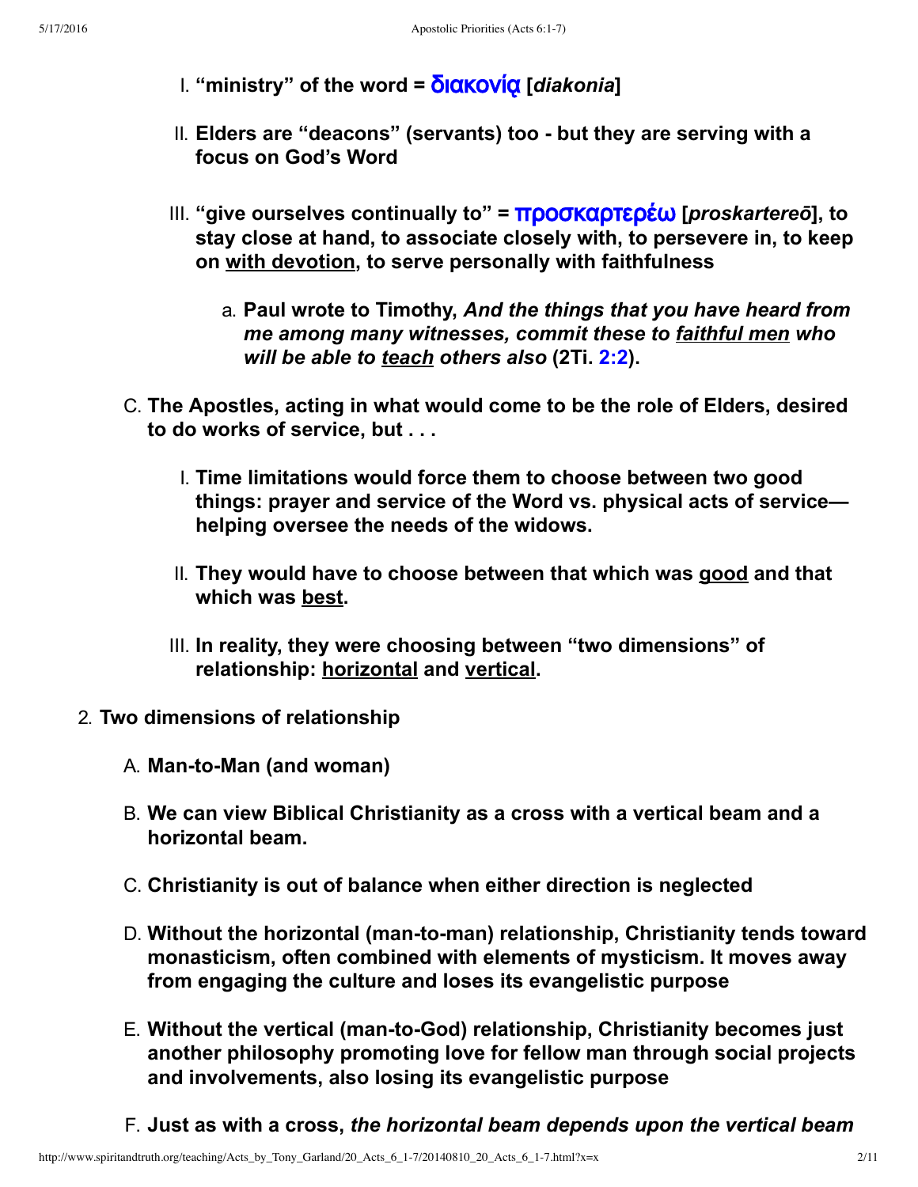I. **"ministry" of the word = διακονία [*diakonia*]**

II. **Elders are "deacons" (servants) too - but they are serving with a focus on God's Word**

III. **"give ourselves continually to" = προσκαρτερέω [*proskartereō*], to stay close at hand, to associate closely with, to persevere in, to keep on <u>with devotion</u>, to serve personally with faithfulness**

   a. **Paul wrote to Timothy, *And the things that you have heard from me among many witnesses, commit these to <u>faithful men</u> who will be able to <u>teach</u> others also* (2Ti. 2:2).**

C. **The Apostles, acting in what would come to be the role of Elders, desired to do works of service, but . . .**

   I. **Time limitations would force them to choose between two good things: prayer and service of the Word vs. physical acts of service—helping oversee the needs of the widows.**

   II. **They would have to choose between that which was <u>good</u> and that which was <u>best</u>.**

   III. **In reality, they were choosing between "two dimensions" of relationship: <u>horizontal</u> and <u>vertical</u>.**

2. **Two dimensions of relationship**

   A. **Man-to-Man (and woman)**

   B. **We can view Biblical Christianity as a cross with a vertical beam and a horizontal beam.**

   C. **Christianity is out of balance when either direction is neglected**

   D. **Without the horizontal (man-to-man) relationship, Christianity tends toward monasticism, often combined with elements of mysticism. It moves away from engaging the culture and loses its evangelistic purpose**

   E. **Without the vertical (man-to-God) relationship, Christianity becomes just another philosophy promoting love for fellow man through social projects and involvements, also losing its evangelistic purpose**

   F. **Just as with a cross, *the horizontal beam depends upon the vertical beam***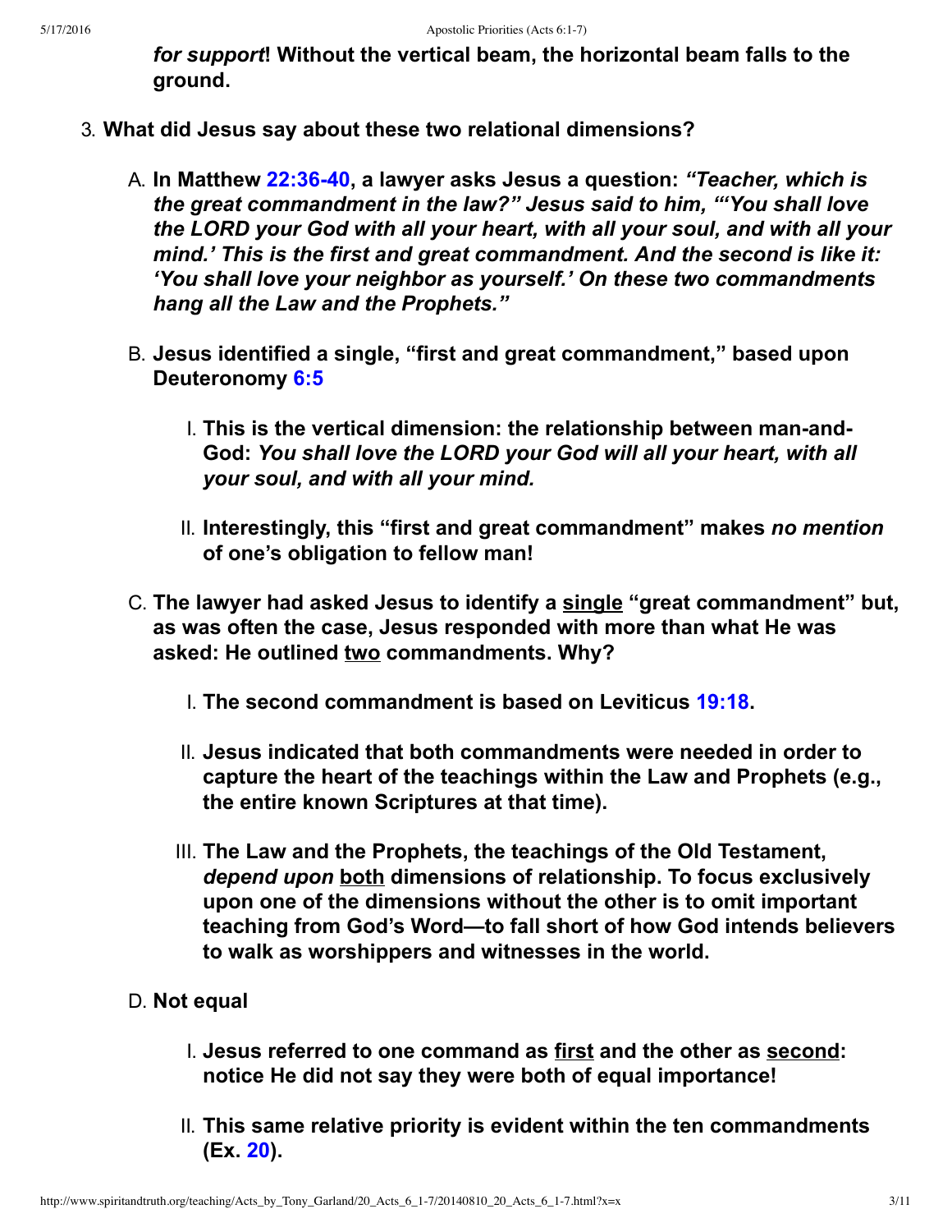***for support*! Without the vertical beam, the horizontal beam falls to the ground.**

3. **What did Jesus say about these two relational dimensions?**

   A. **In Matthew 22:36-40, a lawyer asks Jesus a question: *"Teacher, which is the great commandment in the law?" Jesus said to him, "'You shall love the LORD your God with all your heart, with all your soul, and with all your mind.' This is the first and great commandment. And the second is like it: 'You shall love your neighbor as yourself.' On these two commandments hang all the Law and the Prophets."***

   B. **Jesus identified a single, "first and great commandment," based upon Deuteronomy 6:5**

      I. **This is the vertical dimension: the relationship between man-and-God: *You shall love the LORD your God will all your heart, with all your soul, and with all your mind.***

      II. **Interestingly, this "first and great commandment" makes *no mention* of one's obligation to fellow man!**

   C. **The lawyer had asked Jesus to identify a <u>single</u> "great commandment" but, as was often the case, Jesus responded with more than what He was asked: He outlined <u>two</u> commandments. Why?**

      I. **The second commandment is based on Leviticus 19:18.**

      II. **Jesus indicated that both commandments were needed in order to capture the heart of the teachings within the Law and Prophets (e.g., the entire known Scriptures at that time).**

      III. **The Law and the Prophets, the teachings of the Old Testament, *depend upon* <u>both</u> dimensions of relationship. To focus exclusively upon one of the dimensions without the other is to omit important teaching from God's Word—to fall short of how God intends believers to walk as worshippers and witnesses in the world.**

   D. **Not equal**

      I. **Jesus referred to one command as <u>first</u> and the other as <u>second</u>: notice He did not say they were both of equal importance!**

      II. **This same relative priority is evident within the ten commandments (Ex. 20).**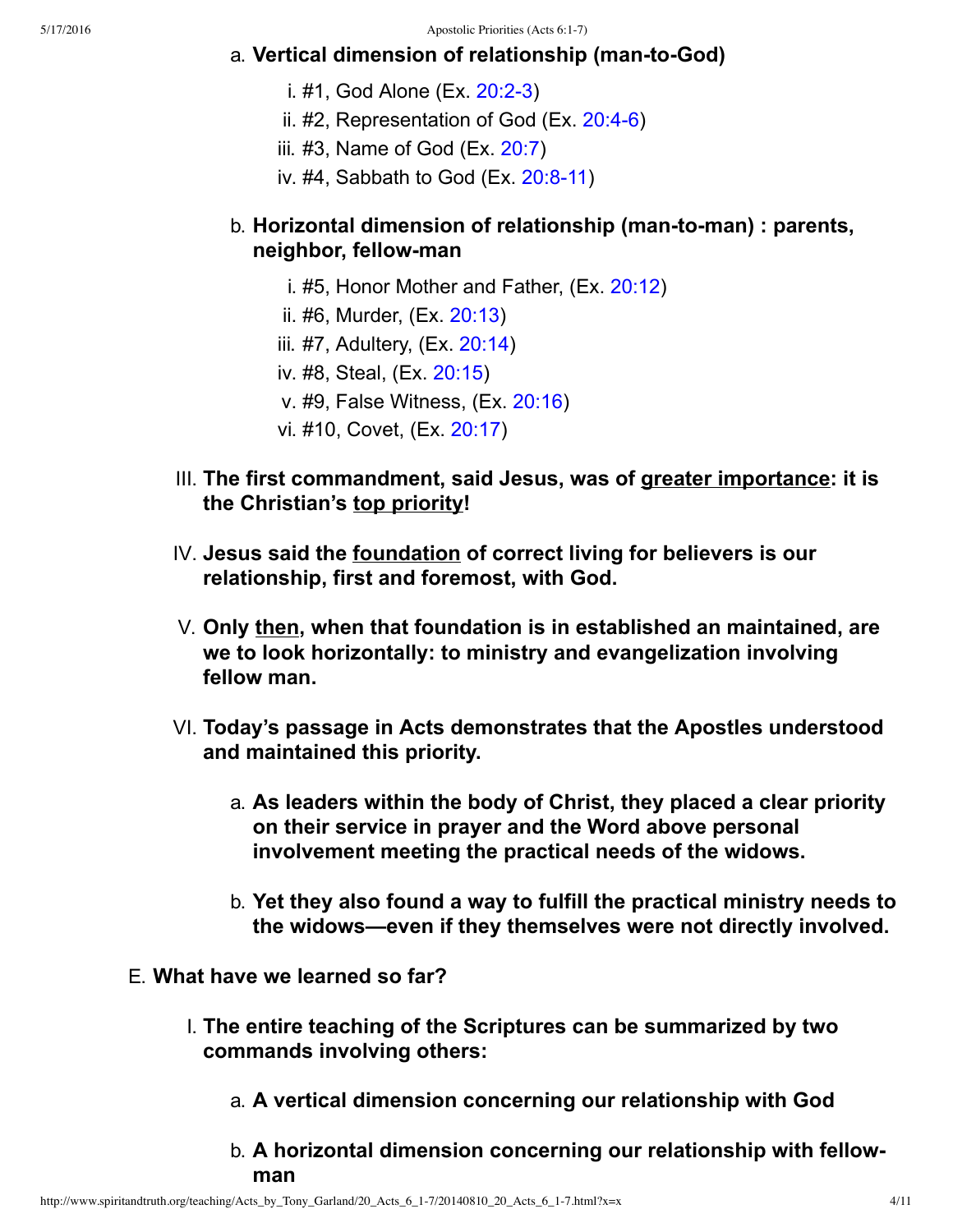a. **Vertical dimension of relationship (man-to-God)**

   i. #1, God Alone (Ex. 20:2-3)
   ii. #2, Representation of God (Ex. 20:4-6)
   iii. #3, Name of God (Ex. 20:7)
   iv. #4, Sabbath to God (Ex. 20:8-11)

b. **Horizontal dimension of relationship (man-to-man) : parents, neighbor, fellow-man**

   i. #5, Honor Mother and Father, (Ex. 20:12)
   ii. #6, Murder, (Ex. 20:13)
   iii. #7, Adultery, (Ex. 20:14)
   iv. #8, Steal, (Ex. 20:15)
   v. #9, False Witness, (Ex. 20:16)
   vi. #10, Covet, (Ex. 20:17)

III. **The first commandment, said Jesus, was of <u>greater importance</u>: it is the Christian's <u>top priority</u>!**

IV. **Jesus said the <u>foundation</u> of correct living for believers is our relationship, first and foremost, with God.**

V. **Only <u>then</u>, when that foundation is in established an maintained, are we to look horizontally: to ministry and evangelization involving fellow man.**

VI. **Today's passage in Acts demonstrates that the Apostles understood and maintained this priority.**

   a. **As leaders within the body of Christ, they placed a clear priority on their service in prayer and the Word above personal involvement meeting the practical needs of the widows.**

   b. **Yet they also found a way to fulfill the practical ministry needs to the widows—even if they themselves were not directly involved.**

E. **What have we learned so far?**

   I. **The entire teaching of the Scriptures can be summarized by two commands involving others:**

      a. **A vertical dimension concerning our relationship with God**

      b. **A horizontal dimension concerning our relationship with fellow-man**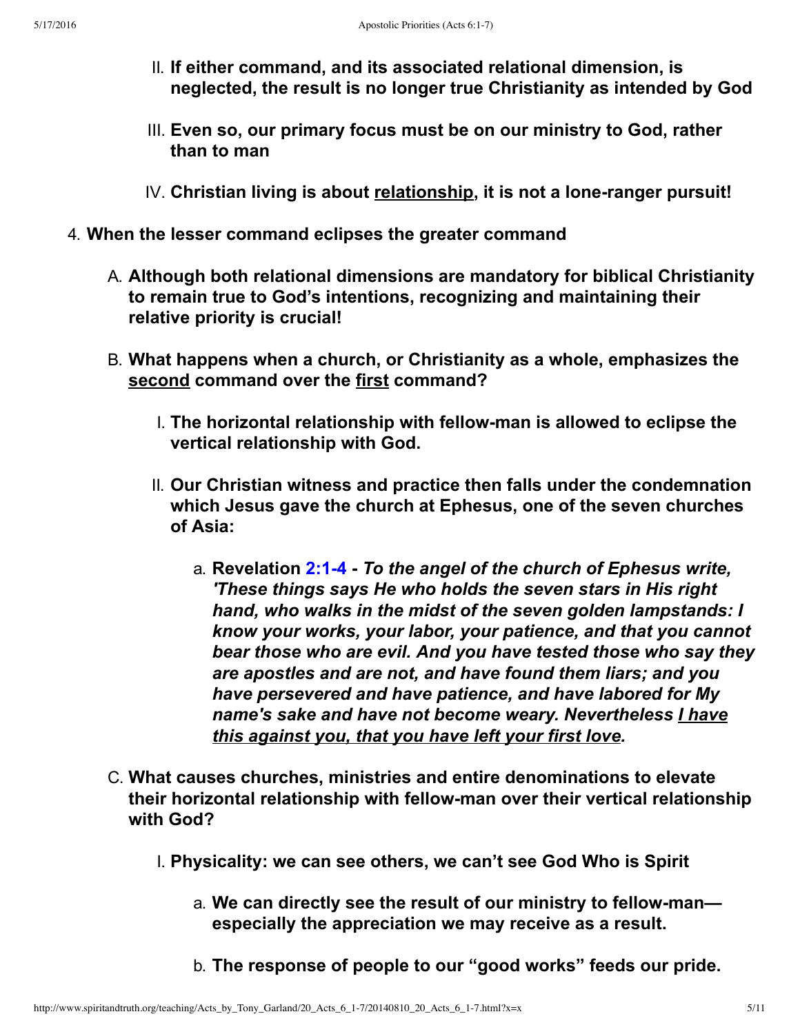II. **If either command, and its associated relational dimension, is neglected, the result is no longer true Christianity as intended by God**

III. **Even so, our primary focus must be on our ministry to God, rather than to man**

IV. **Christian living is about <u>relationship</u>, it is not a lone-ranger pursuit!**

4. **When the lesser command eclipses the greater command**

   A. **Although both relational dimensions are mandatory for biblical Christianity to remain true to God's intentions, recognizing and maintaining their relative priority is crucial!**

   B. **What happens when a church, or Christianity as a whole, emphasizes the <u>second</u> command over the <u>first</u> command?**

      I. **The horizontal relationship with fellow-man is allowed to eclipse the vertical relationship with God.**

      II. **Our Christian witness and practice then falls under the condemnation which Jesus gave the church at Ephesus, one of the seven churches of Asia:**

         a. **Revelation 2:1-4 -** ***To the angel of the church of Ephesus write, 'These things says He who holds the seven stars in His right hand, who walks in the midst of the seven golden lampstands: I know your works, your labor, your patience, and that you cannot bear those who are evil. And you have tested those who say they are apostles and are not, and have found them liars; and you have persevered and have patience, and have labored for My name's sake and have not become weary. Nevertheless <u>I have this against you, that you have left your first love</u>.***

   C. **What causes churches, ministries and entire denominations to elevate their horizontal relationship with fellow-man over their vertical relationship with God?**

      I. **Physicality: we can see others, we can't see God Who is Spirit**

         a. **We can directly see the result of our ministry to fellow-man—especially the appreciation we may receive as a result.**

         b. **The response of people to our "good works" feeds our pride.**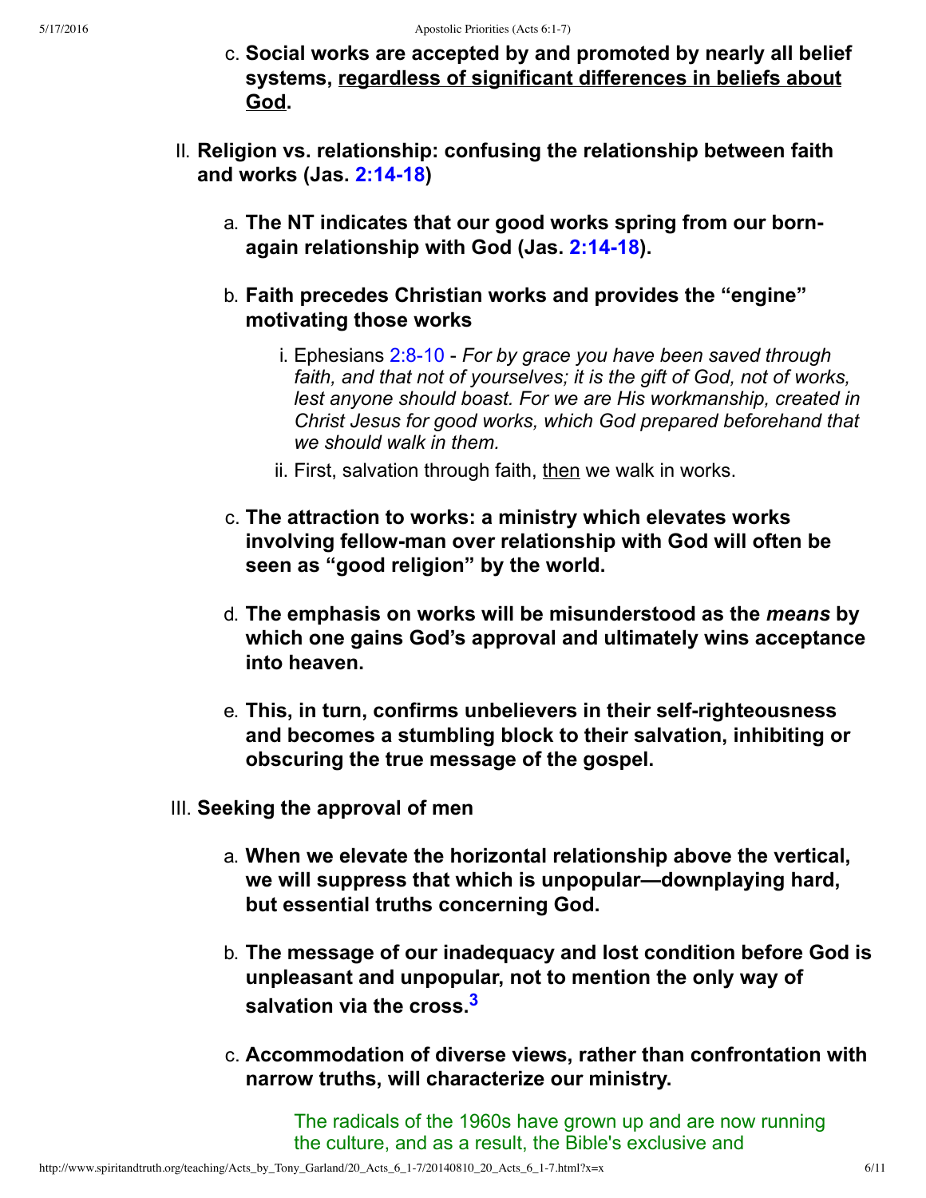c. **Social works are accepted by and promoted by nearly all belief systems, <u>regardless of significant differences in beliefs about God</u>.**

II. **Religion vs. relationship: confusing the relationship between faith and works (Jas. 2:14-18)**

   a. **The NT indicates that our good works spring from our born-again relationship with God (Jas. 2:14-18).**

   b. **Faith precedes Christian works and provides the "engine" motivating those works**

      i. Ephesians 2:8-10 - *For by grace you have been saved through faith, and that not of yourselves; it is the gift of God, not of works, lest anyone should boast. For we are His workmanship, created in Christ Jesus for good works, which God prepared beforehand that we should walk in them.*

      ii. First, salvation through faith, <u>then</u> we walk in works.

   c. **The attraction to works: a ministry which elevates works involving fellow-man over relationship with God will often be seen as "good religion" by the world.**

   d. **The emphasis on works will be misunderstood as the *means* by which one gains God's approval and ultimately wins acceptance into heaven.**

   e. **This, in turn, confirms unbelievers in their self-righteousness and becomes a stumbling block to their salvation, inhibiting or obscuring the true message of the gospel.**

III. **Seeking the approval of men**

   a. **When we elevate the horizontal relationship above the vertical, we will suppress that which is unpopular—downplaying hard, but essential truths concerning God.**

   b. **The message of our inadequacy and lost condition before God is unpleasant and unpopular, not to mention the only way of salvation via the cross.[3]**

   c. **Accommodation of diverse views, rather than confrontation with narrow truths, will characterize our ministry.**

      The radicals of the 1960s have grown up and are now running the culture, and as a result, the Bible's exclusive and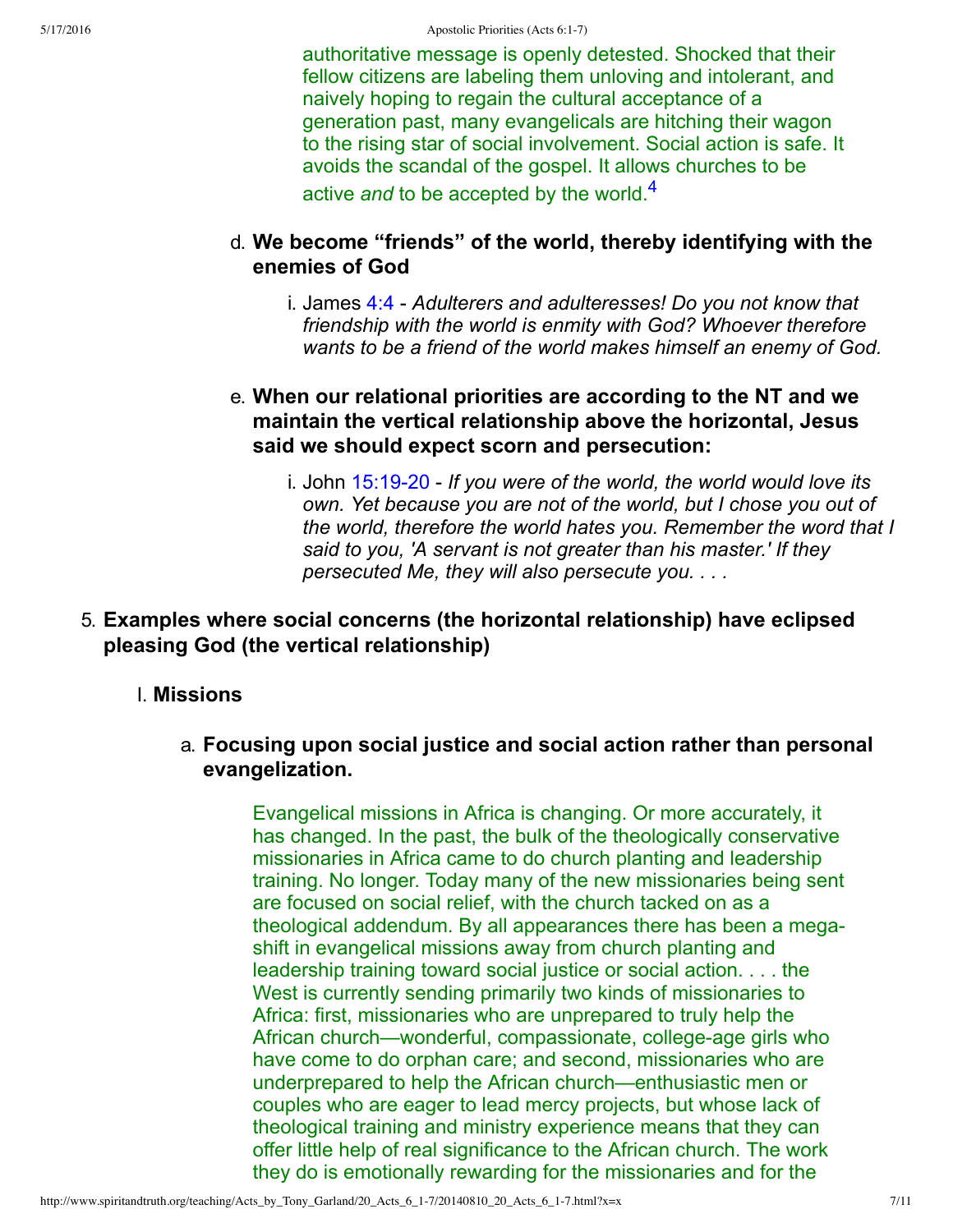authoritative message is openly detested. Shocked that their fellow citizens are labeling them unloving and intolerant, and naively hoping to regain the cultural acceptance of a generation past, many evangelicals are hitching their wagon to the rising star of social involvement. Social action is safe. It avoids the scandal of the gospel. It allows churches to be active *and* to be accepted by the world.[4]

d. **We become "friends" of the world, thereby identifying with the enemies of God**

   i. James 4:4 - *Adulterers and adulteresses! Do you not know that friendship with the world is enmity with God? Whoever therefore wants to be a friend of the world makes himself an enemy of God.*

e. **When our relational priorities are according to the NT and we maintain the vertical relationship above the horizontal, Jesus said we should expect scorn and persecution:**

   i. John 15:19-20 - *If you were of the world, the world would love its own. Yet because you are not of the world, but I chose you out of the world, therefore the world hates you. Remember the word that I said to you, 'A servant is not greater than his master.' If they persecuted Me, they will also persecute you. . . .*

5. **Examples where social concerns (the horizontal relationship) have eclipsed pleasing God (the vertical relationship)**

   I. **Missions**

      a. **Focusing upon social justice and social action rather than personal evangelization.**

         Evangelical missions in Africa is changing. Or more accurately, it has changed. In the past, the bulk of the theologically conservative missionaries in Africa came to do church planting and leadership training. No longer. Today many of the new missionaries being sent are focused on social relief, with the church tacked on as a theological addendum. By all appearances there has been a mega-shift in evangelical missions away from church planting and leadership training toward social justice or social action. . . . the West is currently sending primarily two kinds of missionaries to Africa: first, missionaries who are unprepared to truly help the African church—wonderful, compassionate, college-age girls who have come to do orphan care; and second, missionaries who are underprepared to help the African church—enthusiastic men or couples who are eager to lead mercy projects, but whose lack of theological training and ministry experience means that they can offer little help of real significance to the African church. The work they do is emotionally rewarding for the missionaries and for the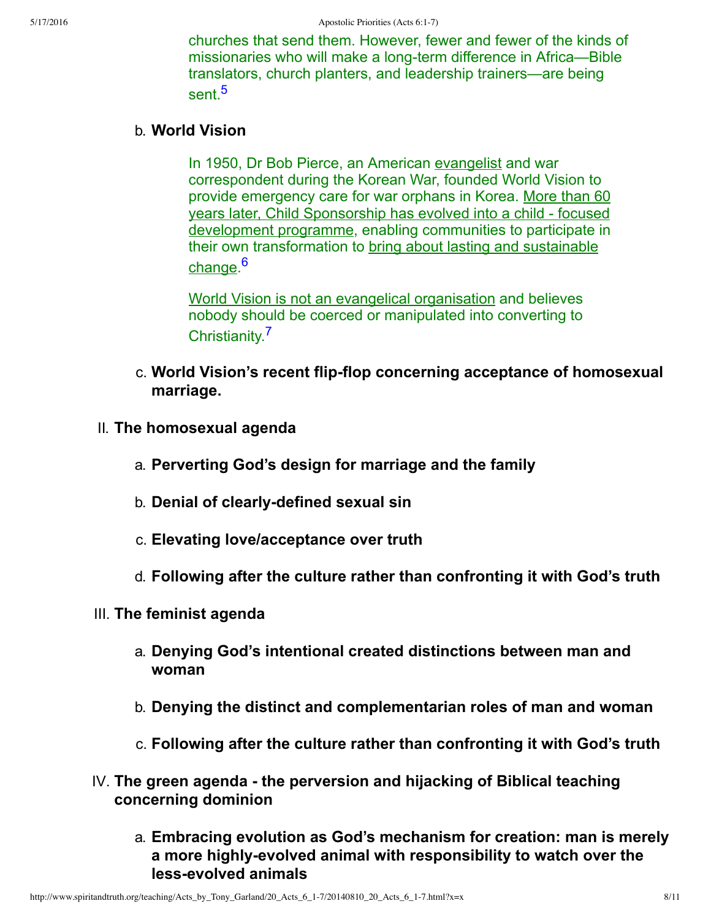churches that send them. However, fewer and fewer of the kinds of missionaries who will make a long-term difference in Africa—Bible translators, church planters, and leadership trainers—are being sent.[5]

b. **World Vision**

> In 1950, Dr Bob Pierce, an American evangelist and war correspondent during the Korean War, founded World Vision to provide emergency care for war orphans in Korea. More than 60 years later, Child Sponsorship has evolved into a child - focused development programme, enabling communities to participate in their own transformation to bring about lasting and sustainable change.[6]
>
> World Vision is not an evangelical organisation and believes nobody should be coerced or manipulated into converting to Christianity.[7]

c. **World Vision's recent flip-flop concerning acceptance of homosexual marriage.**

II. **The homosexual agenda**

   a. **Perverting God's design for marriage and the family**

   b. **Denial of clearly-defined sexual sin**

   c. **Elevating love/acceptance over truth**

   d. **Following after the culture rather than confronting it with God's truth**

III. **The feminist agenda**

   a. **Denying God's intentional created distinctions between man and woman**

   b. **Denying the distinct and complementarian roles of man and woman**

   c. **Following after the culture rather than confronting it with God's truth**

IV. **The green agenda - the perversion and hijacking of Biblical teaching concerning dominion**

   a. **Embracing evolution as God's mechanism for creation: man is merely a more highly-evolved animal with responsibility to watch over the less-evolved animals**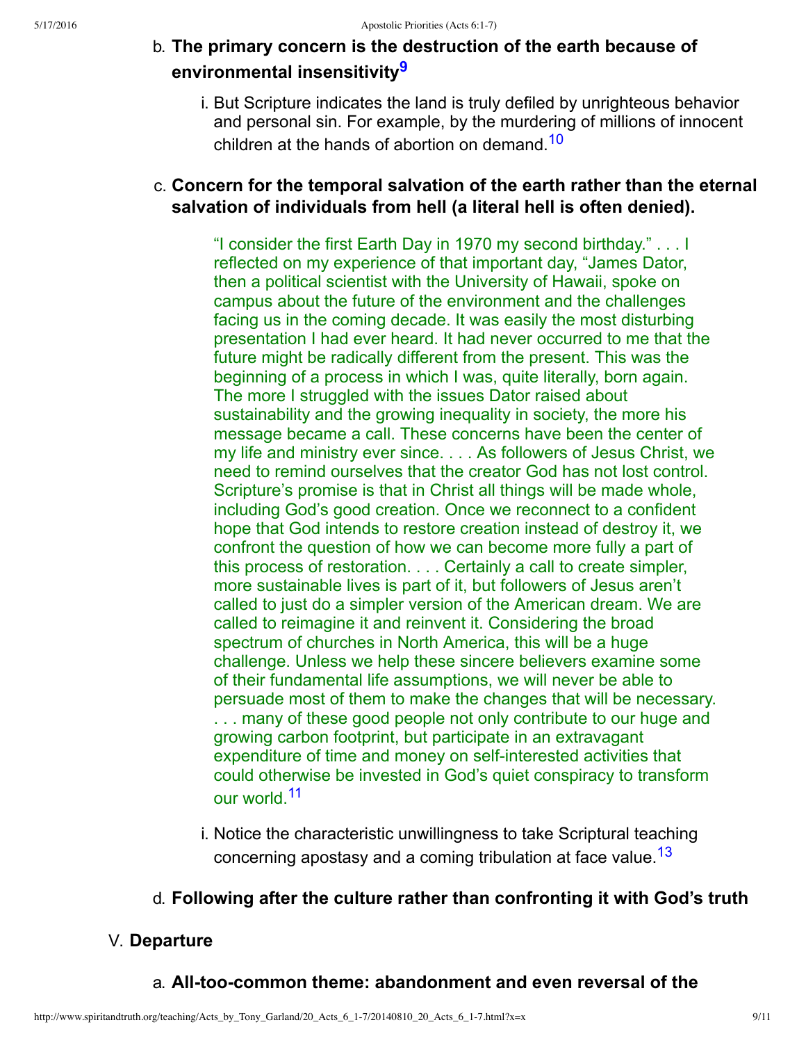b. **The primary concern is the destruction of the earth because of environmental insensitivity**[9]

   i. But Scripture indicates the land is truly defiled by unrighteous behavior and personal sin. For example, by the murdering of millions of innocent children at the hands of abortion on demand.[10]

c. **Concern for the temporal salvation of the earth rather than the eternal salvation of individuals from hell (a literal hell is often denied).**

> "I consider the first Earth Day in 1970 my second birthday." . . . I reflected on my experience of that important day, "James Dator, then a political scientist with the University of Hawaii, spoke on campus about the future of the environment and the challenges facing us in the coming decade. It was easily the most disturbing presentation I had ever heard. It had never occurred to me that the future might be radically different from the present. This was the beginning of a process in which I was, quite literally, born again. The more I struggled with the issues Dator raised about sustainability and the growing inequality in society, the more his message became a call. These concerns have been the center of my life and ministry ever since. . . . As followers of Jesus Christ, we need to remind ourselves that the creator God has not lost control. Scripture's promise is that in Christ all things will be made whole, including God's good creation. Once we reconnect to a confident hope that God intends to restore creation instead of destroy it, we confront the question of how we can become more fully a part of this process of restoration. . . . Certainly a call to create simpler, more sustainable lives is part of it, but followers of Jesus aren't called to just do a simpler version of the American dream. We are called to reimagine it and reinvent it. Considering the broad spectrum of churches in North America, this will be a huge challenge. Unless we help these sincere believers examine some of their fundamental life assumptions, we will never be able to persuade most of them to make the changes that will be necessary. . . . many of these good people not only contribute to our huge and growing carbon footprint, but participate in an extravagant expenditure of time and money on self-interested activities that could otherwise be invested in God's quiet conspiracy to transform our world.[11]

   i. Notice the characteristic unwillingness to take Scriptural teaching concerning apostasy and a coming tribulation at face value.[13]

d. **Following after the culture rather than confronting it with God's truth**

V. **Departure**

a. **All-too-common theme: abandonment and even reversal of the**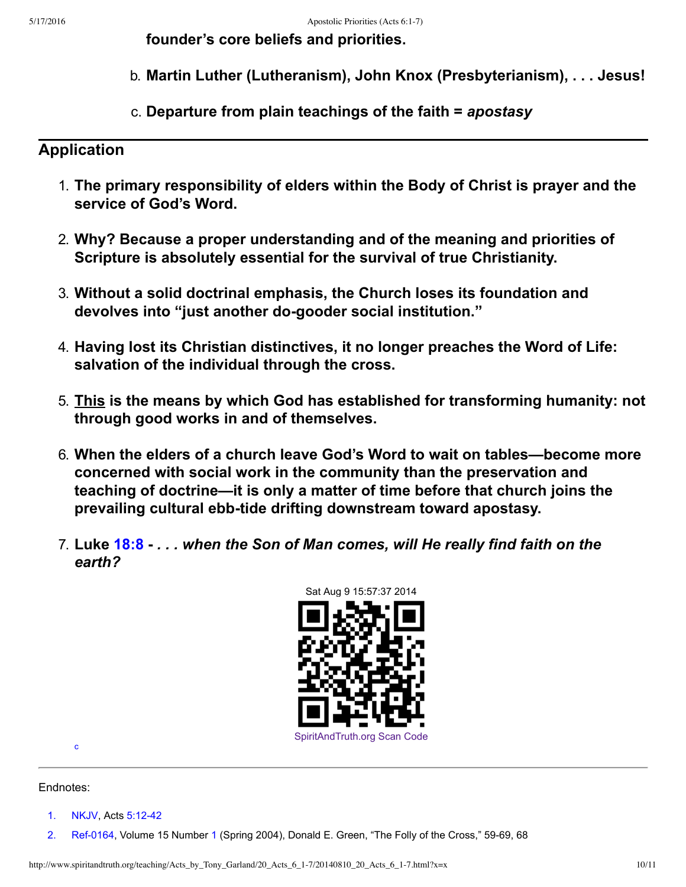**founder's core beliefs and priorities.**

b. **Martin Luther (Lutheranism), John Knox (Presbyterianism), . . . Jesus!**

c. **Departure from plain teachings of the faith =** ***apostasy***

## Application

1. **The primary responsibility of elders within the Body of Christ is prayer and the service of God's Word.**
2. **Why? Because a proper understanding and of the meaning and priorities of Scripture is absolutely essential for the survival of true Christianity.**
3. **Without a solid doctrinal emphasis, the Church loses its foundation and devolves into "just another do-gooder social institution."**
4. **Having lost its Christian distinctives, it no longer preaches the Word of Life: salvation of the individual through the cross.**
5. **<u>This</u> is the means by which God has established for transforming humanity: not through good works in and of themselves.**
6. **When the elders of a church leave God's Word to wait on tables—become more concerned with social work in the community than the preservation and teaching of doctrine—it is only a matter of time before that church joins the prevailing cultural ebb-tide drifting downstream toward apostasy.**
7. **Luke 18:8 -** ***. . . when the Son of Man comes, will He really find faith on the earth?***

Sat Aug 9 15:57:37 2014

SpiritAndTruth.org Scan Code

c

---

Endnotes:

1. NKJV, Acts 5:12-42
2. Ref-0164, Volume 15 Number 1 (Spring 2004), Donald E. Green, "The Folly of the Cross," 59-69, 68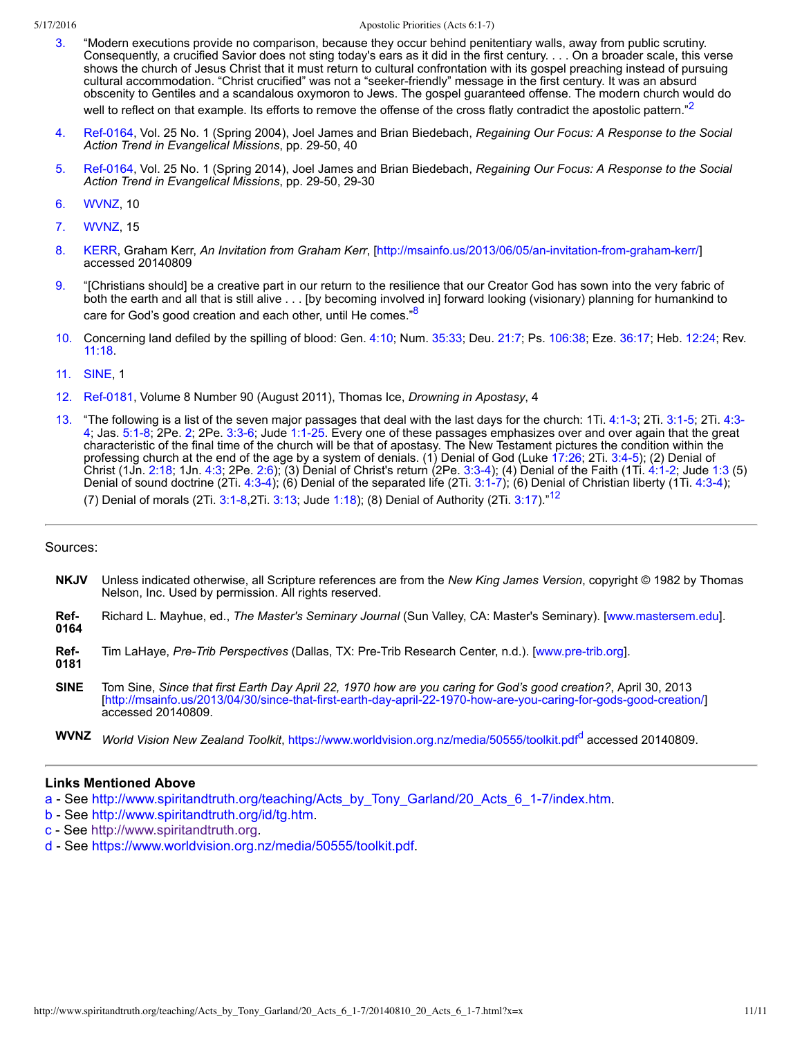3. "Modern executions provide no comparison, because they occur behind penitentiary walls, away from public scrutiny. Consequently, a crucified Savior does not sting today's ears as it did in the first century. . . . On a broader scale, this verse shows the church of Jesus Christ that it must return to cultural confrontation with its gospel preaching instead of pursuing cultural accommodation. "Christ crucified" was not a "seeker-friendly" message in the first century. It was an absurd obscenity to Gentiles and a scandalous oxymoron to Jews. The gospel guaranteed offense. The modern church would do well to reflect on that example. Its efforts to remove the offense of the cross flatly contradict the apostolic pattern."[2]

4. Ref-0164, Vol. 25 No. 1 (Spring 2004), Joel James and Brian Biedebach, *Regaining Our Focus: A Response to the Social Action Trend in Evangelical Missions*, pp. 29-50, 40

5. Ref-0164, Vol. 25 No. 1 (Spring 2014), Joel James and Brian Biedebach, *Regaining Our Focus: A Response to the Social Action Trend in Evangelical Missions*, pp. 29-50, 29-30

6. WVNZ, 10

7. WVNZ, 15

8. KERR, Graham Kerr, *An Invitation from Graham Kerr*, [http://msainfo.us/2013/06/05/an-invitation-from-graham-kerr/] accessed 20140809

9. "[Christians should] be a creative part in our return to the resilience that our Creator God has sown into the very fabric of both the earth and all that is still alive . . . [by becoming involved in] forward looking (visionary) planning for humankind to care for God's good creation and each other, until He comes."[8]

10. Concerning land defiled by the spilling of blood: Gen. 4:10; Num. 35:33; Deu. 21:7; Ps. 106:38; Eze. 36:17; Heb. 12:24; Rev. 11:18.

11. SINE, 1

12. Ref-0181, Volume 8 Number 90 (August 2011), Thomas Ice, *Drowning in Apostasy*, 4

13. "The following is a list of the seven major passages that deal with the last days for the church: 1Ti. 4:1-3; 2Ti. 3:1-5; 2Ti. 4:3-4; Jas. 5:1-8; 2Pe. 2; 2Pe. 3:3-6; Jude 1:1-25. Every one of these passages emphasizes over and over again that the great characteristic of the final time of the church will be that of apostasy. The New Testament pictures the condition within the professing church at the end of the age by a system of denials. (1) Denial of God (Luke 17:26; 2Ti. 3:4-5); (2) Denial of Christ (1Jn. 2:18; 1Jn. 4:3; 2Pe. 2:6); (3) Denial of Christ's return (2Pe. 3:3-4); (4) Denial of the Faith (1Ti. 4:1-2; Jude 1:3 (5) Denial of sound doctrine (2Ti. 4:3-4); (6) Denial of the separated life (2Ti. 3:1-7); (6) Denial of Christian liberty (1Ti. 4:3-4); (7) Denial of morals (2Ti. 3:1-8,2Ti. 3:13; Jude 1:18); (8) Denial of Authority (2Ti. 3:17)."[12]

---

Sources:

**NKJV** Unless indicated otherwise, all Scripture references are from the *New King James Version*, copyright © 1982 by Thomas Nelson, Inc. Used by permission. All rights reserved.

**Ref-0164** Richard L. Mayhue, ed., *The Master's Seminary Journal* (Sun Valley, CA: Master's Seminary). [www.mastersem.edu].

**Ref-0181** Tim LaHaye, *Pre-Trib Perspectives* (Dallas, TX: Pre-Trib Research Center, n.d.). [www.pre-trib.org].

**SINE** Tom Sine, *Since that first Earth Day April 22, 1970 how are you caring for God's good creation?*, April 30, 2013 [http://msainfo.us/2013/04/30/since-that-first-earth-day-april-22-1970-how-are-you-caring-for-gods-good-creation/] accessed 20140809.

**WVNZ** *World Vision New Zealand Toolkit*, https://www.worldvision.org.nz/media/50555/toolkit.pdf[d] accessed 20140809.

---

### Links Mentioned Above

a - See http://www.spiritandtruth.org/teaching/Acts_by_Tony_Garland/20_Acts_6_1-7/index.htm.
b - See http://www.spiritandtruth.org/id/tg.htm.
c - See http://www.spiritandtruth.org.
d - See https://www.worldvision.org.nz/media/50555/toolkit.pdf.